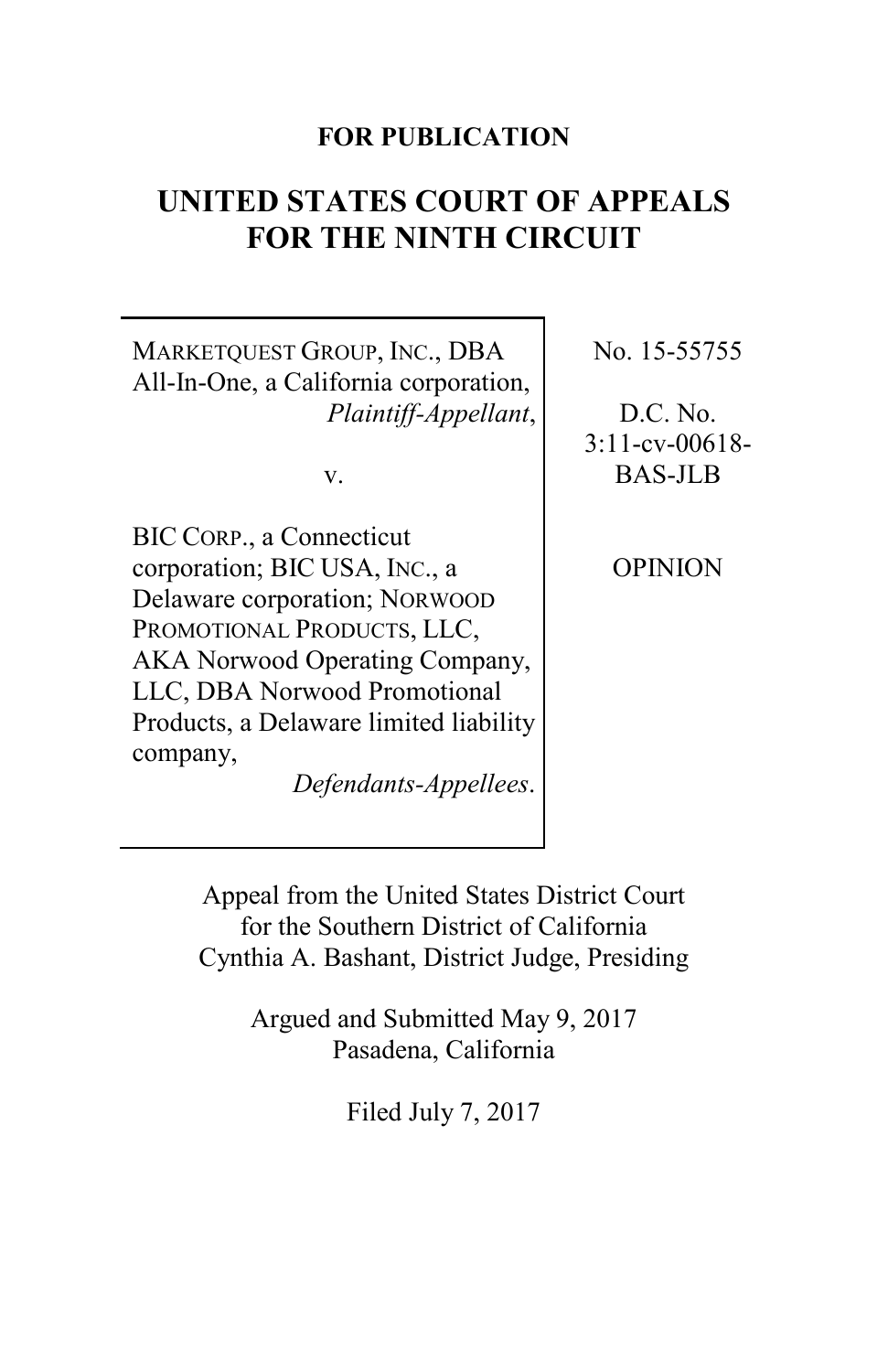**FOR PUBLICATION**

# UNITED STATES COURT OF APPEALS FOR THE NINTH CIRCUIT

| | |
|---|---|
| MARKETQUEST GROUP, INC., DBA All-In-One, a California corporation, *Plaintiff-Appellant*,<br><br>v.<br><br>BIC CORP., a Connecticut corporation; BIC USA, INC., a Delaware corporation; NORWOOD PROMOTIONAL PRODUCTS, LLC, AKA Norwood Operating Company, LLC, DBA Norwood Promotional Products, a Delaware limited liability company, *Defendants-Appellees*. | No. 15-55755<br><br>D.C. No. 3:11-cv-00618-BAS-JLB<br><br>OPINION |

Appeal from the United States District Court for the Southern District of California
Cynthia A. Bashant, District Judge, Presiding

Argued and Submitted May 9, 2017
Pasadena, California

Filed July 7, 2017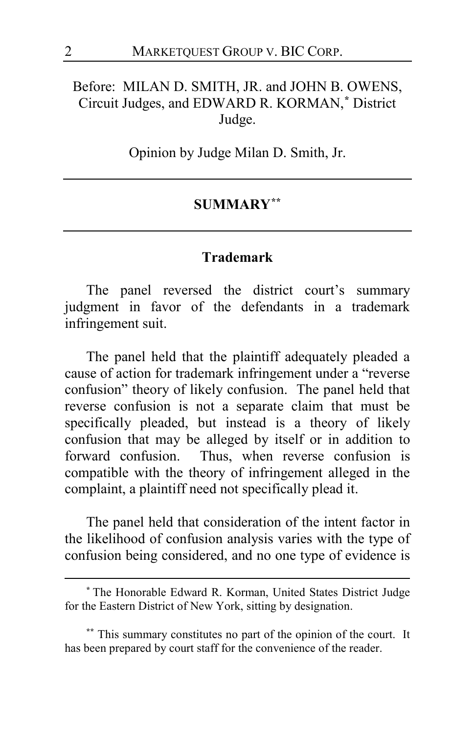Before: MILAN D. SMITH, JR. and JOHN B. OWENS, Circuit Judges, and EDWARD R. KORMAN,[*] District Judge.

Opinion by Judge Milan D. Smith, Jr.

---

## SUMMARY[**]

---

### Trademark

The panel reversed the district court's summary judgment in favor of the defendants in a trademark infringement suit.

The panel held that the plaintiff adequately pleaded a cause of action for trademark infringement under a "reverse confusion" theory of likely confusion. The panel held that reverse confusion is not a separate claim that must be specifically pleaded, but instead is a theory of likely confusion that may be alleged by itself or in addition to forward confusion. Thus, when reverse confusion is compatible with the theory of infringement alleged in the complaint, a plaintiff need not specifically plead it.

The panel held that consideration of the intent factor in the likelihood of confusion analysis varies with the type of confusion being considered, and no one type of evidence is

---

[*] The Honorable Edward R. Korman, United States District Judge for the Eastern District of New York, sitting by designation.

[**] This summary constitutes no part of the opinion of the court. It has been prepared by court staff for the convenience of the reader.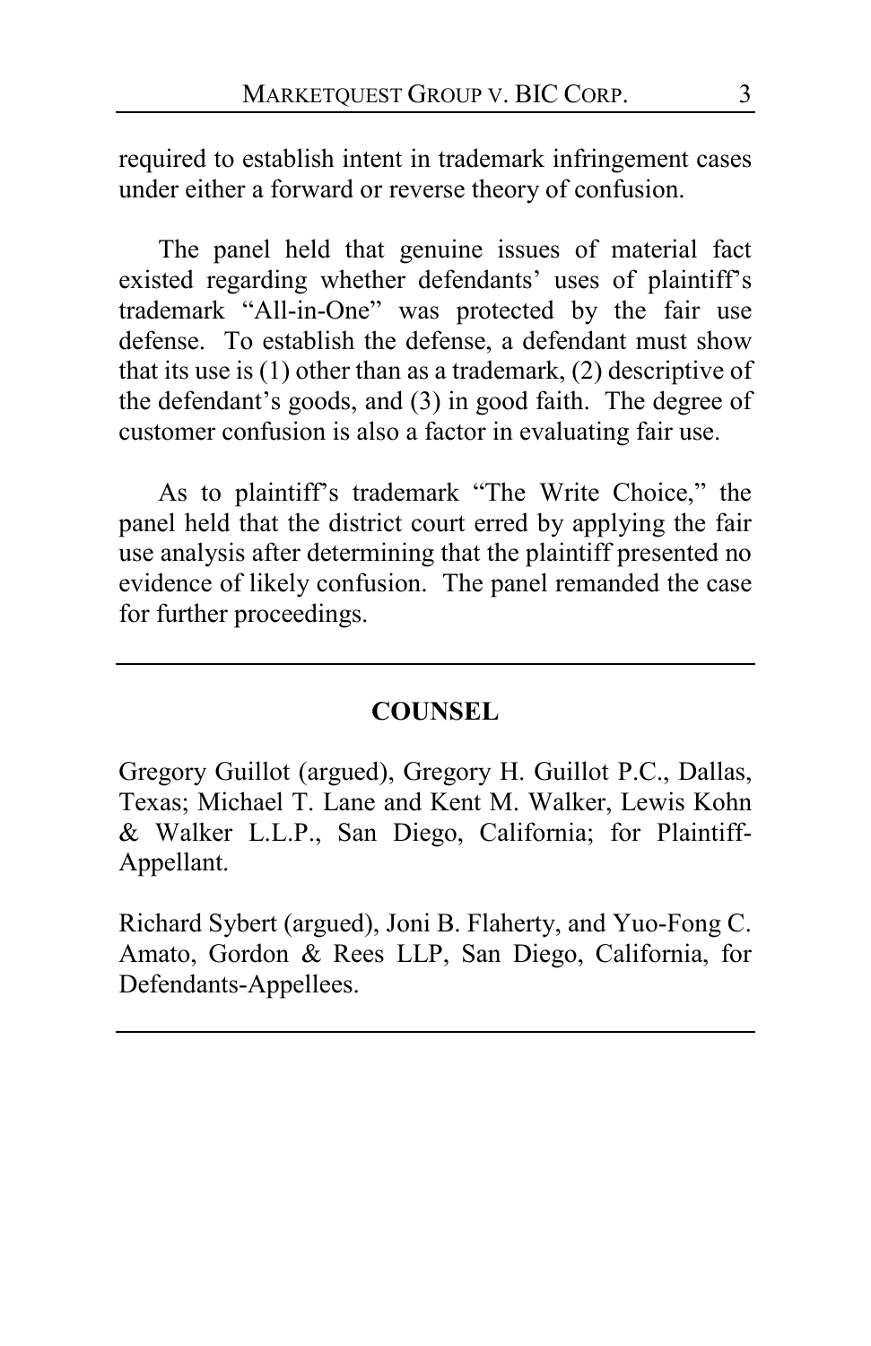required to establish intent in trademark infringement cases under either a forward or reverse theory of confusion.

The panel held that genuine issues of material fact existed regarding whether defendants' uses of plaintiff's trademark "All-in-One" was protected by the fair use defense. To establish the defense, a defendant must show that its use is (1) other than as a trademark, (2) descriptive of the defendant's goods, and (3) in good faith. The degree of customer confusion is also a factor in evaluating fair use.

As to plaintiff's trademark "The Write Choice," the panel held that the district court erred by applying the fair use analysis after determining that the plaintiff presented no evidence of likely confusion. The panel remanded the case for further proceedings.

---

## COUNSEL

Gregory Guillot (argued), Gregory H. Guillot P.C., Dallas, Texas; Michael T. Lane and Kent M. Walker, Lewis Kohn & Walker L.L.P., San Diego, California; for Plaintiff-Appellant.

Richard Sybert (argued), Joni B. Flaherty, and Yuo-Fong C. Amato, Gordon & Rees LLP, San Diego, California, for Defendants-Appellees.

---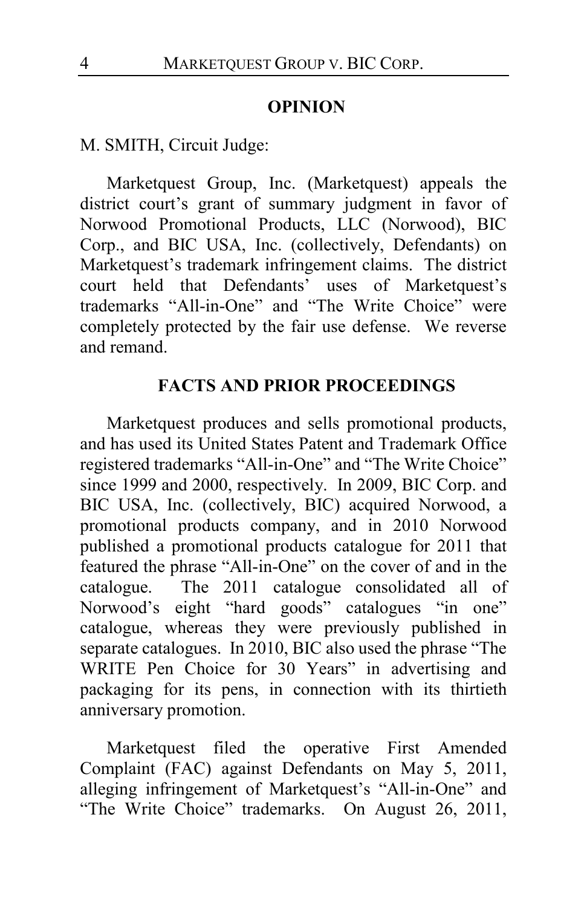## OPINION

M. SMITH, Circuit Judge:

Marketquest Group, Inc. (Marketquest) appeals the district court's grant of summary judgment in favor of Norwood Promotional Products, LLC (Norwood), BIC Corp., and BIC USA, Inc. (collectively, Defendants) on Marketquest's trademark infringement claims. The district court held that Defendants' uses of Marketquest's trademarks "All-in-One" and "The Write Choice" were completely protected by the fair use defense. We reverse and remand.

## FACTS AND PRIOR PROCEEDINGS

Marketquest produces and sells promotional products, and has used its United States Patent and Trademark Office registered trademarks "All-in-One" and "The Write Choice" since 1999 and 2000, respectively. In 2009, BIC Corp. and BIC USA, Inc. (collectively, BIC) acquired Norwood, a promotional products company, and in 2010 Norwood published a promotional products catalogue for 2011 that featured the phrase "All-in-One" on the cover of and in the catalogue. The 2011 catalogue consolidated all of Norwood's eight "hard goods" catalogues "in one" catalogue, whereas they were previously published in separate catalogues. In 2010, BIC also used the phrase "The WRITE Pen Choice for 30 Years" in advertising and packaging for its pens, in connection with its thirtieth anniversary promotion.

Marketquest filed the operative First Amended Complaint (FAC) against Defendants on May 5, 2011, alleging infringement of Marketquest's "All-in-One" and "The Write Choice" trademarks. On August 26, 2011,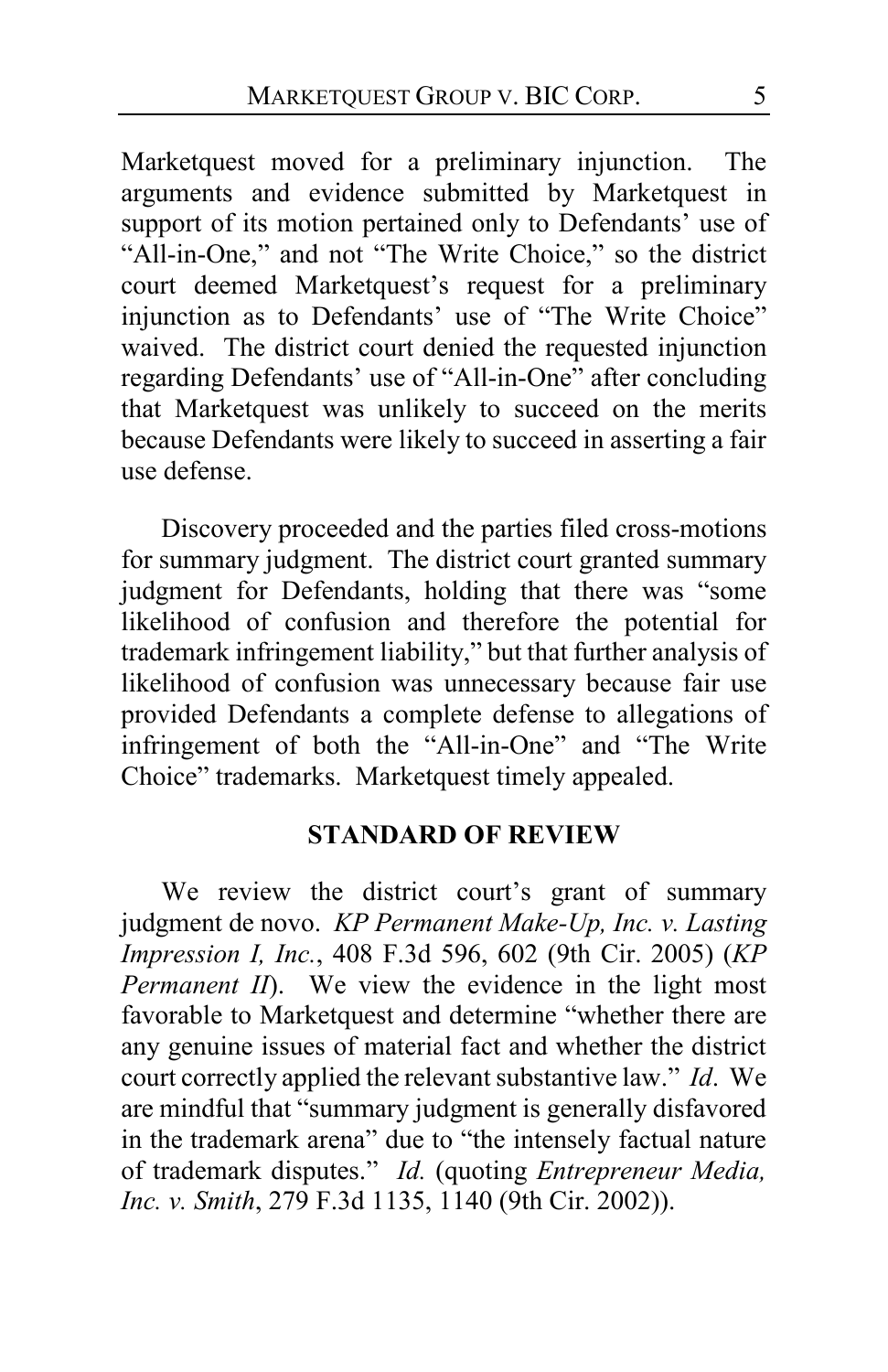Marketquest moved for a preliminary injunction. The arguments and evidence submitted by Marketquest in support of its motion pertained only to Defendants' use of "All-in-One," and not "The Write Choice," so the district court deemed Marketquest's request for a preliminary injunction as to Defendants' use of "The Write Choice" waived. The district court denied the requested injunction regarding Defendants' use of "All-in-One" after concluding that Marketquest was unlikely to succeed on the merits because Defendants were likely to succeed in asserting a fair use defense.

Discovery proceeded and the parties filed cross-motions for summary judgment. The district court granted summary judgment for Defendants, holding that there was "some likelihood of confusion and therefore the potential for trademark infringement liability," but that further analysis of likelihood of confusion was unnecessary because fair use provided Defendants a complete defense to allegations of infringement of both the "All-in-One" and "The Write Choice" trademarks. Marketquest timely appealed.

## STANDARD OF REVIEW

We review the district court's grant of summary judgment de novo. *KP Permanent Make-Up, Inc. v. Lasting Impression I, Inc.*, 408 F.3d 596, 602 (9th Cir. 2005) (*KP Permanent II*). We view the evidence in the light most favorable to Marketquest and determine "whether there are any genuine issues of material fact and whether the district court correctly applied the relevant substantive law." *Id*. We are mindful that "summary judgment is generally disfavored in the trademark arena" due to "the intensely factual nature of trademark disputes." *Id.* (quoting *Entrepreneur Media, Inc. v. Smith*, 279 F.3d 1135, 1140 (9th Cir. 2002)).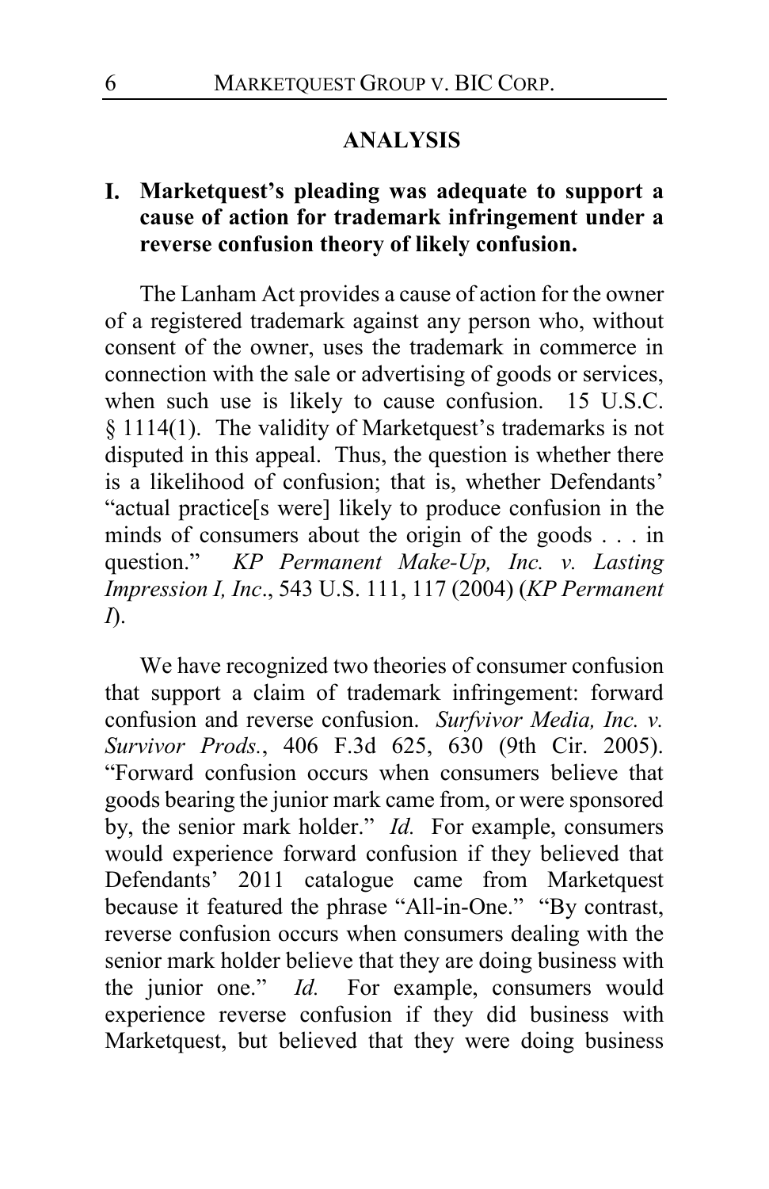## ANALYSIS

### I. Marketquest's pleading was adequate to support a cause of action for trademark infringement under a reverse confusion theory of likely confusion.

The Lanham Act provides a cause of action for the owner of a registered trademark against any person who, without consent of the owner, uses the trademark in commerce in connection with the sale or advertising of goods or services, when such use is likely to cause confusion. 15 U.S.C. § 1114(1). The validity of Marketquest's trademarks is not disputed in this appeal. Thus, the question is whether there is a likelihood of confusion; that is, whether Defendants' "actual practice[s were] likely to produce confusion in the minds of consumers about the origin of the goods . . . in question." *KP Permanent Make-Up, Inc. v. Lasting Impression I, Inc*., 543 U.S. 111, 117 (2004) (*KP Permanent I*).

We have recognized two theories of consumer confusion that support a claim of trademark infringement: forward confusion and reverse confusion. *Surfvivor Media, Inc. v. Survivor Prods.*, 406 F.3d 625, 630 (9th Cir. 2005). "Forward confusion occurs when consumers believe that goods bearing the junior mark came from, or were sponsored by, the senior mark holder." *Id.* For example, consumers would experience forward confusion if they believed that Defendants' 2011 catalogue came from Marketquest because it featured the phrase "All-in-One." "By contrast, reverse confusion occurs when consumers dealing with the senior mark holder believe that they are doing business with the junior one." *Id.* For example, consumers would experience reverse confusion if they did business with Marketquest, but believed that they were doing business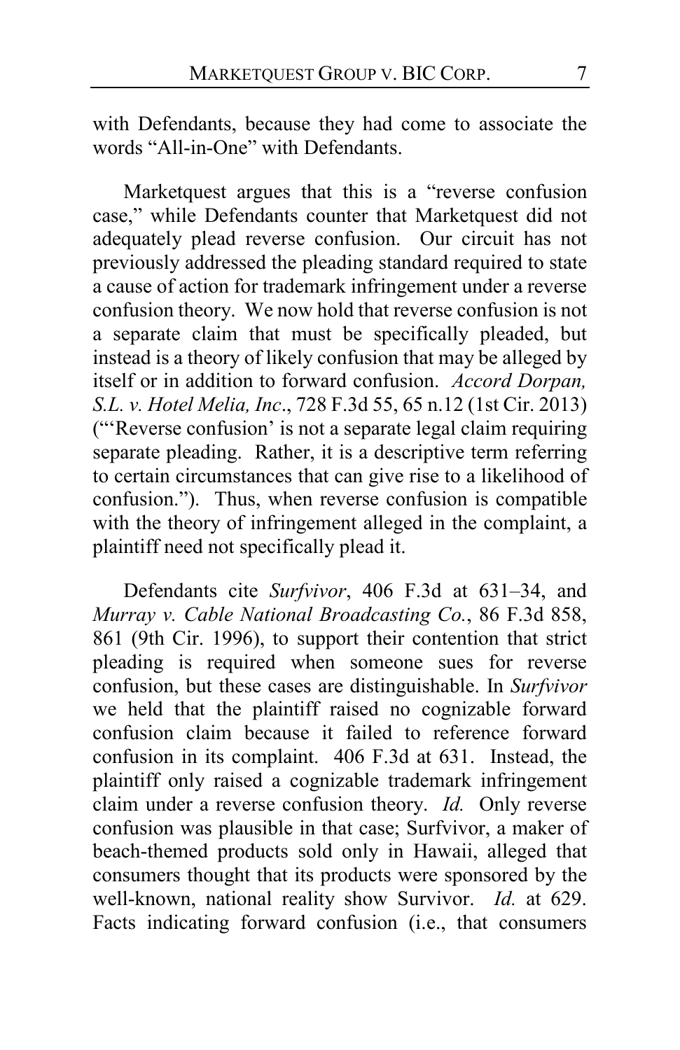with Defendants, because they had come to associate the words "All-in-One" with Defendants.

Marketquest argues that this is a "reverse confusion case," while Defendants counter that Marketquest did not adequately plead reverse confusion. Our circuit has not previously addressed the pleading standard required to state a cause of action for trademark infringement under a reverse confusion theory. We now hold that reverse confusion is not a separate claim that must be specifically pleaded, but instead is a theory of likely confusion that may be alleged by itself or in addition to forward confusion. *Accord Dorpan, S.L. v. Hotel Melia, Inc*., 728 F.3d 55, 65 n.12 (1st Cir. 2013) ("'Reverse confusion' is not a separate legal claim requiring separate pleading. Rather, it is a descriptive term referring to certain circumstances that can give rise to a likelihood of confusion."). Thus, when reverse confusion is compatible with the theory of infringement alleged in the complaint, a plaintiff need not specifically plead it.

Defendants cite *Surfvivor*, 406 F.3d at 631–34, and *Murray v. Cable National Broadcasting Co.*, 86 F.3d 858, 861 (9th Cir. 1996), to support their contention that strict pleading is required when someone sues for reverse confusion, but these cases are distinguishable. In *Surfvivor* we held that the plaintiff raised no cognizable forward confusion claim because it failed to reference forward confusion in its complaint. 406 F.3d at 631. Instead, the plaintiff only raised a cognizable trademark infringement claim under a reverse confusion theory. *Id.* Only reverse confusion was plausible in that case; Surfvivor, a maker of beach-themed products sold only in Hawaii, alleged that consumers thought that its products were sponsored by the well-known, national reality show Survivor. *Id.* at 629. Facts indicating forward confusion (i.e., that consumers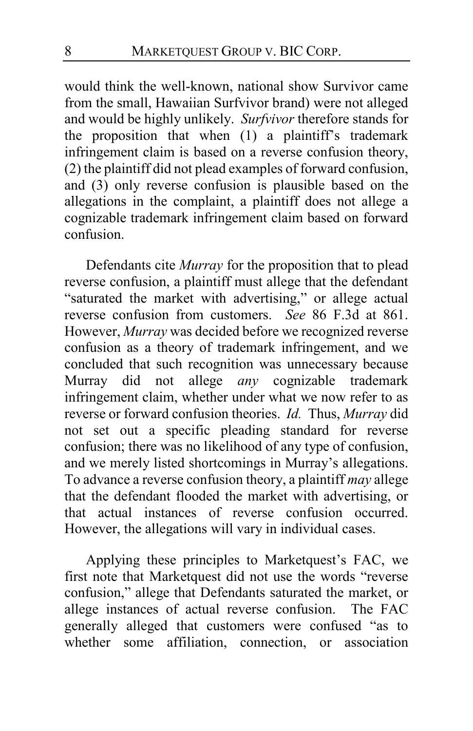would think the well-known, national show Survivor came from the small, Hawaiian Surfvivor brand) were not alleged and would be highly unlikely. *Surfvivor* therefore stands for the proposition that when (1) a plaintiff's trademark infringement claim is based on a reverse confusion theory, (2) the plaintiff did not plead examples of forward confusion, and (3) only reverse confusion is plausible based on the allegations in the complaint, a plaintiff does not allege a cognizable trademark infringement claim based on forward confusion.

Defendants cite *Murray* for the proposition that to plead reverse confusion, a plaintiff must allege that the defendant "saturated the market with advertising," or allege actual reverse confusion from customers. *See* 86 F.3d at 861. However, *Murray* was decided before we recognized reverse confusion as a theory of trademark infringement, and we concluded that such recognition was unnecessary because Murray did not allege *any* cognizable trademark infringement claim, whether under what we now refer to as reverse or forward confusion theories. *Id.* Thus, *Murray* did not set out a specific pleading standard for reverse confusion; there was no likelihood of any type of confusion, and we merely listed shortcomings in Murray's allegations. To advance a reverse confusion theory, a plaintiff *may* allege that the defendant flooded the market with advertising, or that actual instances of reverse confusion occurred. However, the allegations will vary in individual cases.

Applying these principles to Marketquest's FAC, we first note that Marketquest did not use the words "reverse confusion," allege that Defendants saturated the market, or allege instances of actual reverse confusion. The FAC generally alleged that customers were confused "as to whether some affiliation, connection, or association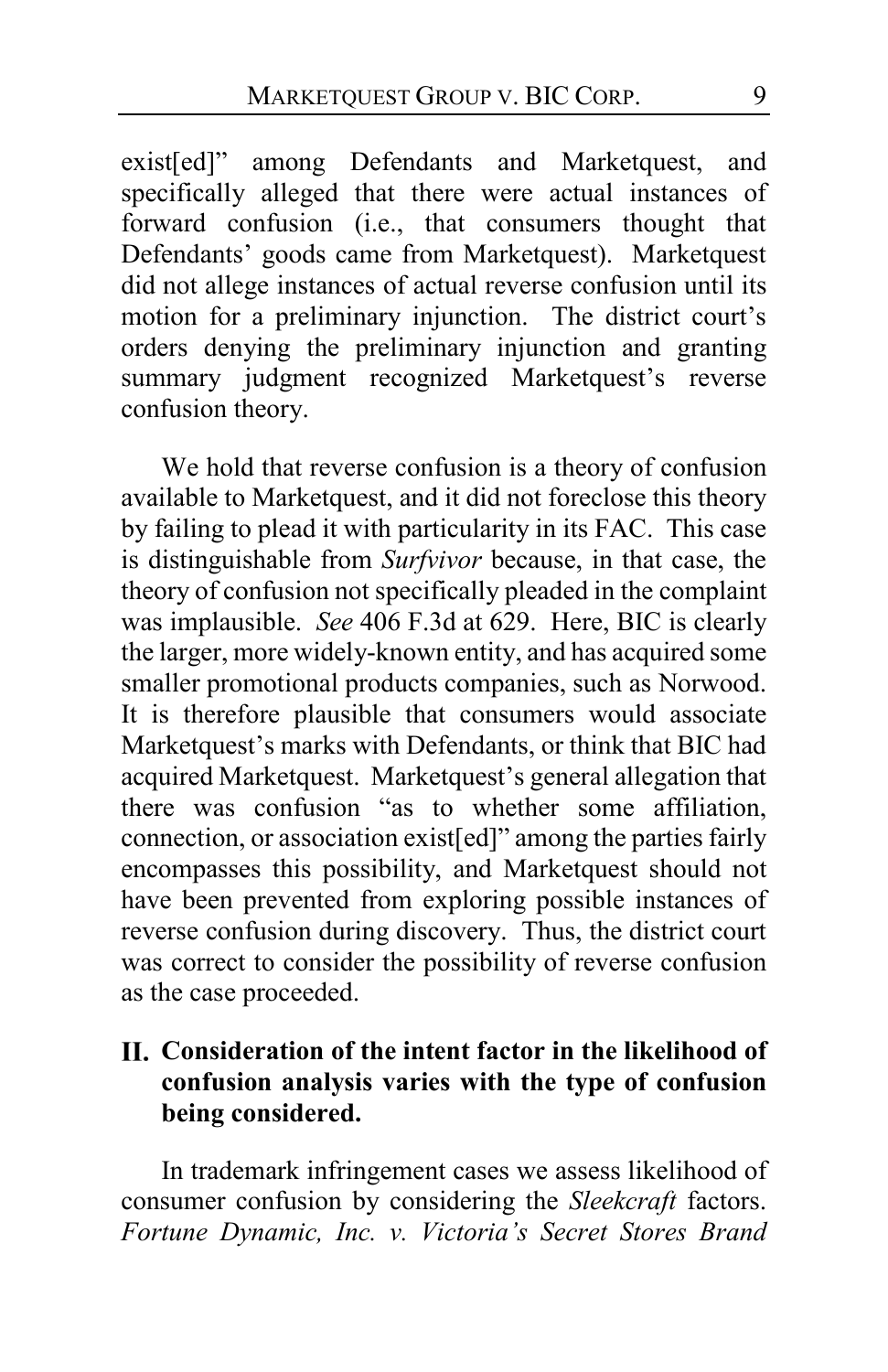exist[ed]" among Defendants and Marketquest, and specifically alleged that there were actual instances of forward confusion (i.e., that consumers thought that Defendants' goods came from Marketquest). Marketquest did not allege instances of actual reverse confusion until its motion for a preliminary injunction. The district court's orders denying the preliminary injunction and granting summary judgment recognized Marketquest's reverse confusion theory.

We hold that reverse confusion is a theory of confusion available to Marketquest, and it did not foreclose this theory by failing to plead it with particularity in its FAC. This case is distinguishable from *Surfvivor* because, in that case, the theory of confusion not specifically pleaded in the complaint was implausible. *See* 406 F.3d at 629. Here, BIC is clearly the larger, more widely-known entity, and has acquired some smaller promotional products companies, such as Norwood. It is therefore plausible that consumers would associate Marketquest's marks with Defendants, or think that BIC had acquired Marketquest. Marketquest's general allegation that there was confusion "as to whether some affiliation, connection, or association exist[ed]" among the parties fairly encompasses this possibility, and Marketquest should not have been prevented from exploring possible instances of reverse confusion during discovery. Thus, the district court was correct to consider the possibility of reverse confusion as the case proceeded.

## II. Consideration of the intent factor in the likelihood of confusion analysis varies with the type of confusion being considered.

In trademark infringement cases we assess likelihood of consumer confusion by considering the *Sleekcraft* factors. *Fortune Dynamic, Inc. v. Victoria's Secret Stores Brand*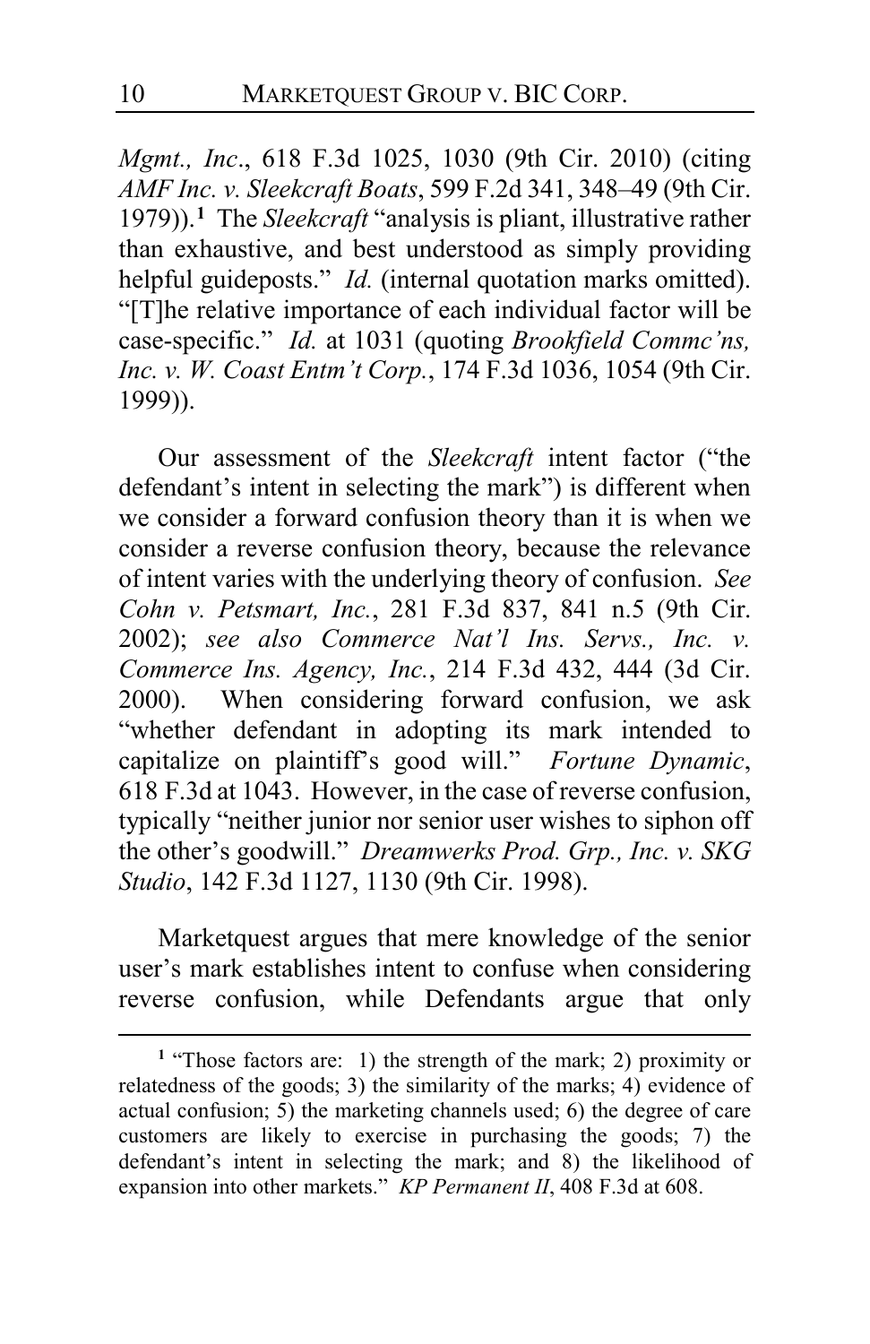*Mgmt., Inc*., 618 F.3d 1025, 1030 (9th Cir. 2010) (citing *AMF Inc. v. Sleekcraft Boats*, 599 F.2d 341, 348–49 (9th Cir. 1979)).[1] The *Sleekcraft* "analysis is pliant, illustrative rather than exhaustive, and best understood as simply providing helpful guideposts." *Id.* (internal quotation marks omitted). "[T]he relative importance of each individual factor will be case-specific." *Id.* at 1031 (quoting *Brookfield Commc'ns, Inc. v. W. Coast Entm't Corp.*, 174 F.3d 1036, 1054 (9th Cir. 1999)).

Our assessment of the *Sleekcraft* intent factor ("the defendant's intent in selecting the mark") is different when we consider a forward confusion theory than it is when we consider a reverse confusion theory, because the relevance of intent varies with the underlying theory of confusion. *See Cohn v. Petsmart, Inc.*, 281 F.3d 837, 841 n.5 (9th Cir. 2002); *see also Commerce Nat'l Ins. Servs., Inc. v. Commerce Ins. Agency, Inc.*, 214 F.3d 432, 444 (3d Cir. 2000). When considering forward confusion, we ask "whether defendant in adopting its mark intended to capitalize on plaintiff's good will." *Fortune Dynamic*, 618 F.3d at 1043. However, in the case of reverse confusion, typically "neither junior nor senior user wishes to siphon off the other's goodwill." *Dreamwerks Prod. Grp., Inc. v. SKG Studio*, 142 F.3d 1127, 1130 (9th Cir. 1998).

Marketquest argues that mere knowledge of the senior user's mark establishes intent to confuse when considering reverse confusion, while Defendants argue that only

---

[1] "Those factors are: 1) the strength of the mark; 2) proximity or relatedness of the goods; 3) the similarity of the marks; 4) evidence of actual confusion; 5) the marketing channels used; 6) the degree of care customers are likely to exercise in purchasing the goods; 7) the defendant's intent in selecting the mark; and 8) the likelihood of expansion into other markets." *KP Permanent II*, 408 F.3d at 608.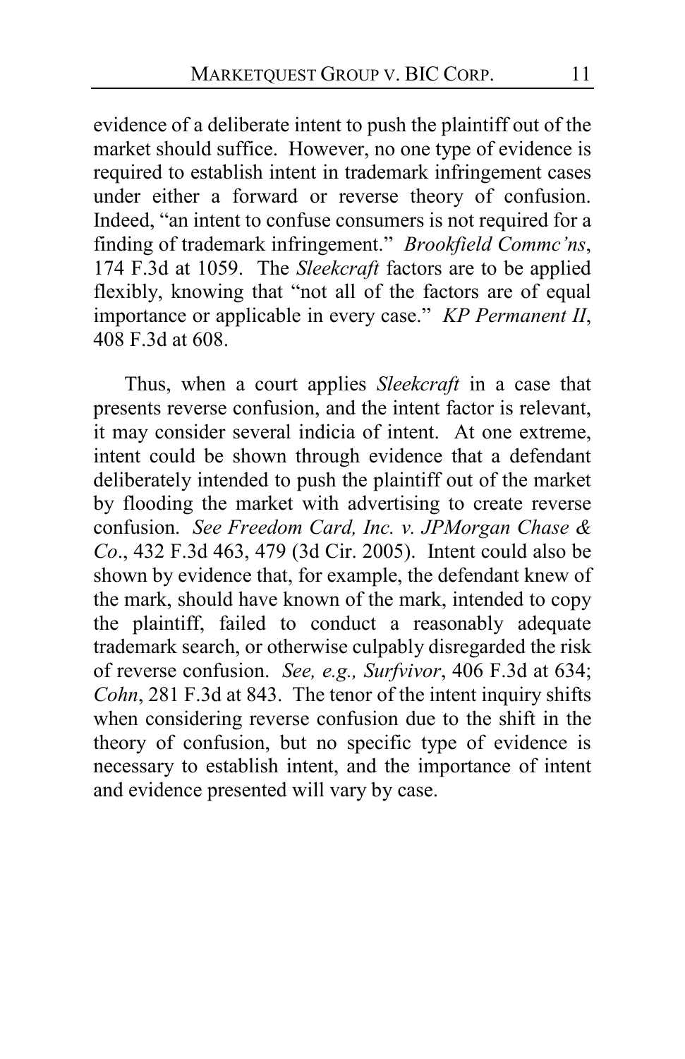evidence of a deliberate intent to push the plaintiff out of the market should suffice. However, no one type of evidence is required to establish intent in trademark infringement cases under either a forward or reverse theory of confusion. Indeed, "an intent to confuse consumers is not required for a finding of trademark infringement." *Brookfield Commc'ns*, 174 F.3d at 1059. The *Sleekcraft* factors are to be applied flexibly, knowing that "not all of the factors are of equal importance or applicable in every case." *KP Permanent II*, 408 F.3d at 608.

Thus, when a court applies *Sleekcraft* in a case that presents reverse confusion, and the intent factor is relevant, it may consider several indicia of intent. At one extreme, intent could be shown through evidence that a defendant deliberately intended to push the plaintiff out of the market by flooding the market with advertising to create reverse confusion. *See Freedom Card, Inc. v. JPMorgan Chase & Co*., 432 F.3d 463, 479 (3d Cir. 2005). Intent could also be shown by evidence that, for example, the defendant knew of the mark, should have known of the mark, intended to copy the plaintiff, failed to conduct a reasonably adequate trademark search, or otherwise culpably disregarded the risk of reverse confusion. *See, e.g., Surfvivor*, 406 F.3d at 634; *Cohn*, 281 F.3d at 843. The tenor of the intent inquiry shifts when considering reverse confusion due to the shift in the theory of confusion, but no specific type of evidence is necessary to establish intent, and the importance of intent and evidence presented will vary by case.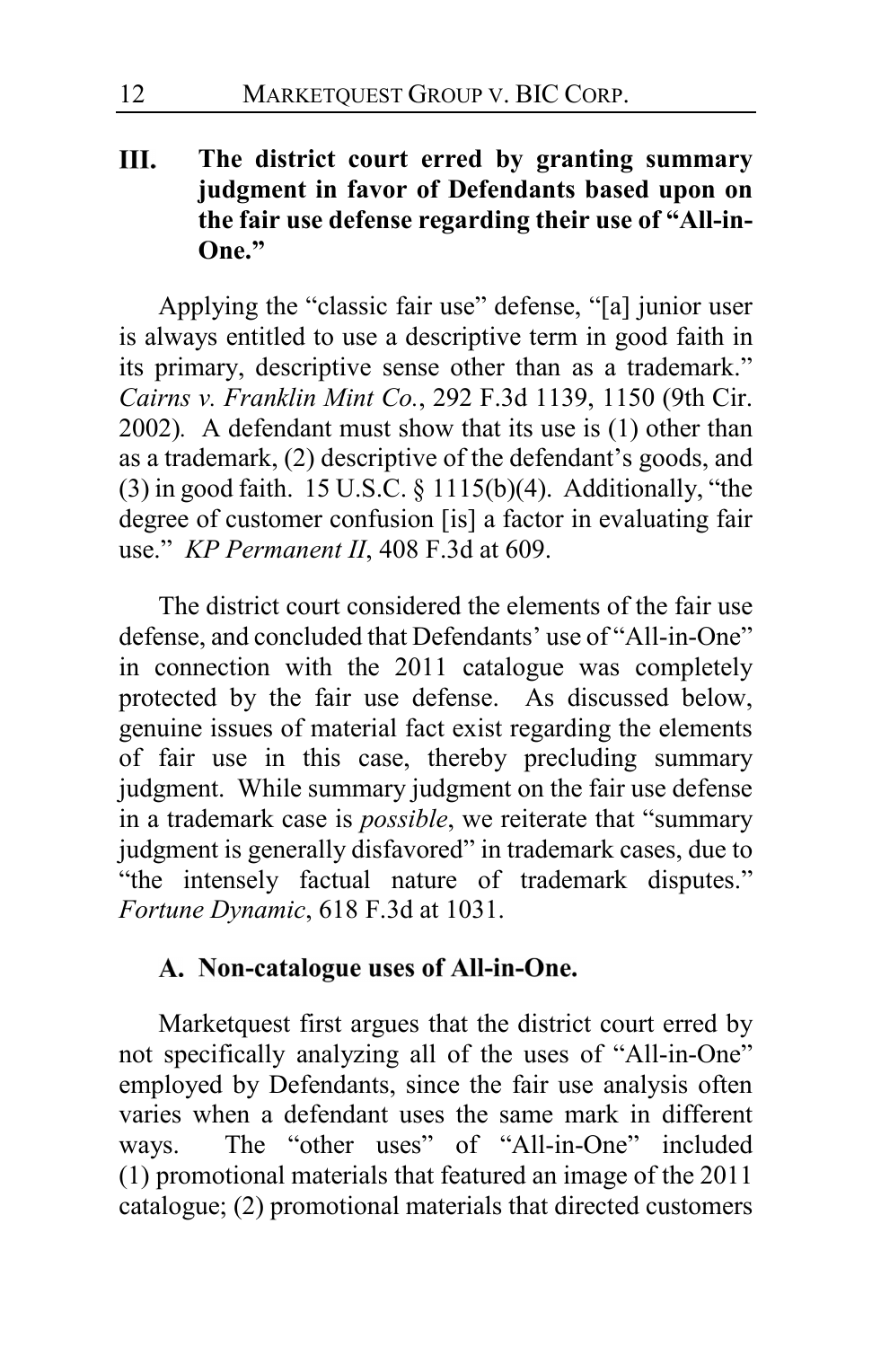## III. The district court erred by granting summary judgment in favor of Defendants based upon on the fair use defense regarding their use of "All-in-One."

Applying the "classic fair use" defense, "[a] junior user is always entitled to use a descriptive term in good faith in its primary, descriptive sense other than as a trademark." *Cairns v. Franklin Mint Co.*, 292 F.3d 1139, 1150 (9th Cir. 2002). A defendant must show that its use is (1) other than as a trademark, (2) descriptive of the defendant's goods, and (3) in good faith. 15 U.S.C. § 1115(b)(4). Additionally, "the degree of customer confusion [is] a factor in evaluating fair use." *KP Permanent II*, 408 F.3d at 609.

The district court considered the elements of the fair use defense, and concluded that Defendants' use of "All-in-One" in connection with the 2011 catalogue was completely protected by the fair use defense. As discussed below, genuine issues of material fact exist regarding the elements of fair use in this case, thereby precluding summary judgment. While summary judgment on the fair use defense in a trademark case is *possible*, we reiterate that "summary judgment is generally disfavored" in trademark cases, due to "the intensely factual nature of trademark disputes." *Fortune Dynamic*, 618 F.3d at 1031.

### A. Non-catalogue uses of All-in-One.

Marketquest first argues that the district court erred by not specifically analyzing all of the uses of "All-in-One" employed by Defendants, since the fair use analysis often varies when a defendant uses the same mark in different ways. The "other uses" of "All-in-One" included (1) promotional materials that featured an image of the 2011 catalogue; (2) promotional materials that directed customers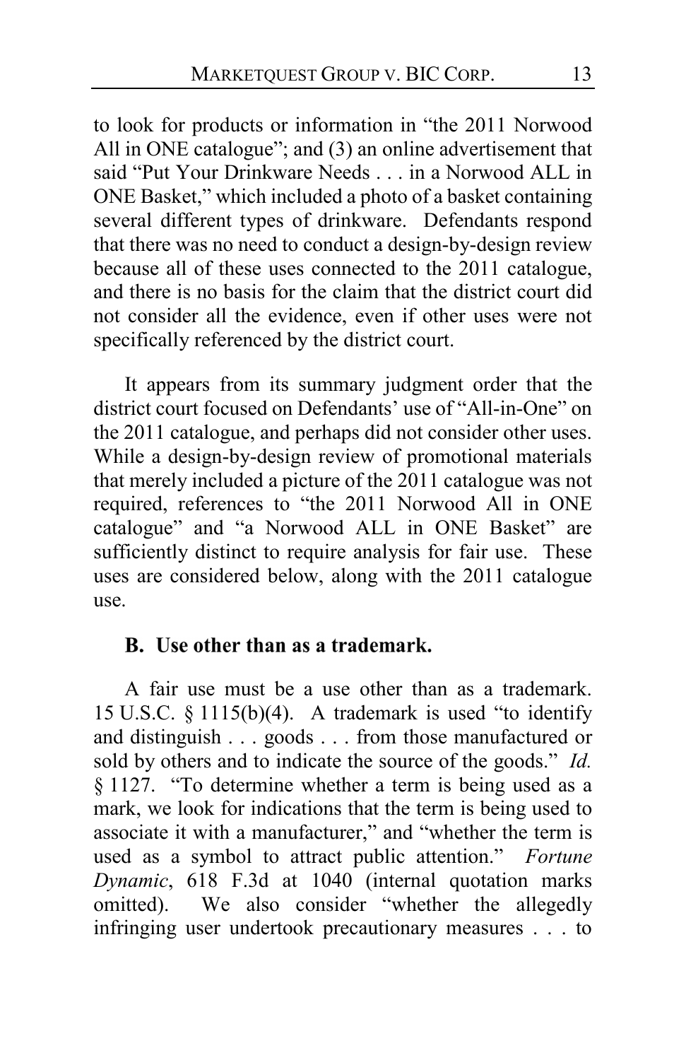to look for products or information in "the 2011 Norwood All in ONE catalogue"; and (3) an online advertisement that said "Put Your Drinkware Needs . . . in a Norwood ALL in ONE Basket," which included a photo of a basket containing several different types of drinkware. Defendants respond that there was no need to conduct a design-by-design review because all of these uses connected to the 2011 catalogue, and there is no basis for the claim that the district court did not consider all the evidence, even if other uses were not specifically referenced by the district court.

It appears from its summary judgment order that the district court focused on Defendants' use of "All-in-One" on the 2011 catalogue, and perhaps did not consider other uses. While a design-by-design review of promotional materials that merely included a picture of the 2011 catalogue was not required, references to "the 2011 Norwood All in ONE catalogue" and "a Norwood ALL in ONE Basket" are sufficiently distinct to require analysis for fair use. These uses are considered below, along with the 2011 catalogue use.

### B. Use other than as a trademark.

A fair use must be a use other than as a trademark. 15 U.S.C. § 1115(b)(4). A trademark is used "to identify and distinguish . . . goods . . . from those manufactured or sold by others and to indicate the source of the goods." *Id.* § 1127. "To determine whether a term is being used as a mark, we look for indications that the term is being used to associate it with a manufacturer," and "whether the term is used as a symbol to attract public attention." *Fortune Dynamic*, 618 F.3d at 1040 (internal quotation marks omitted). We also consider "whether the allegedly infringing user undertook precautionary measures . . . to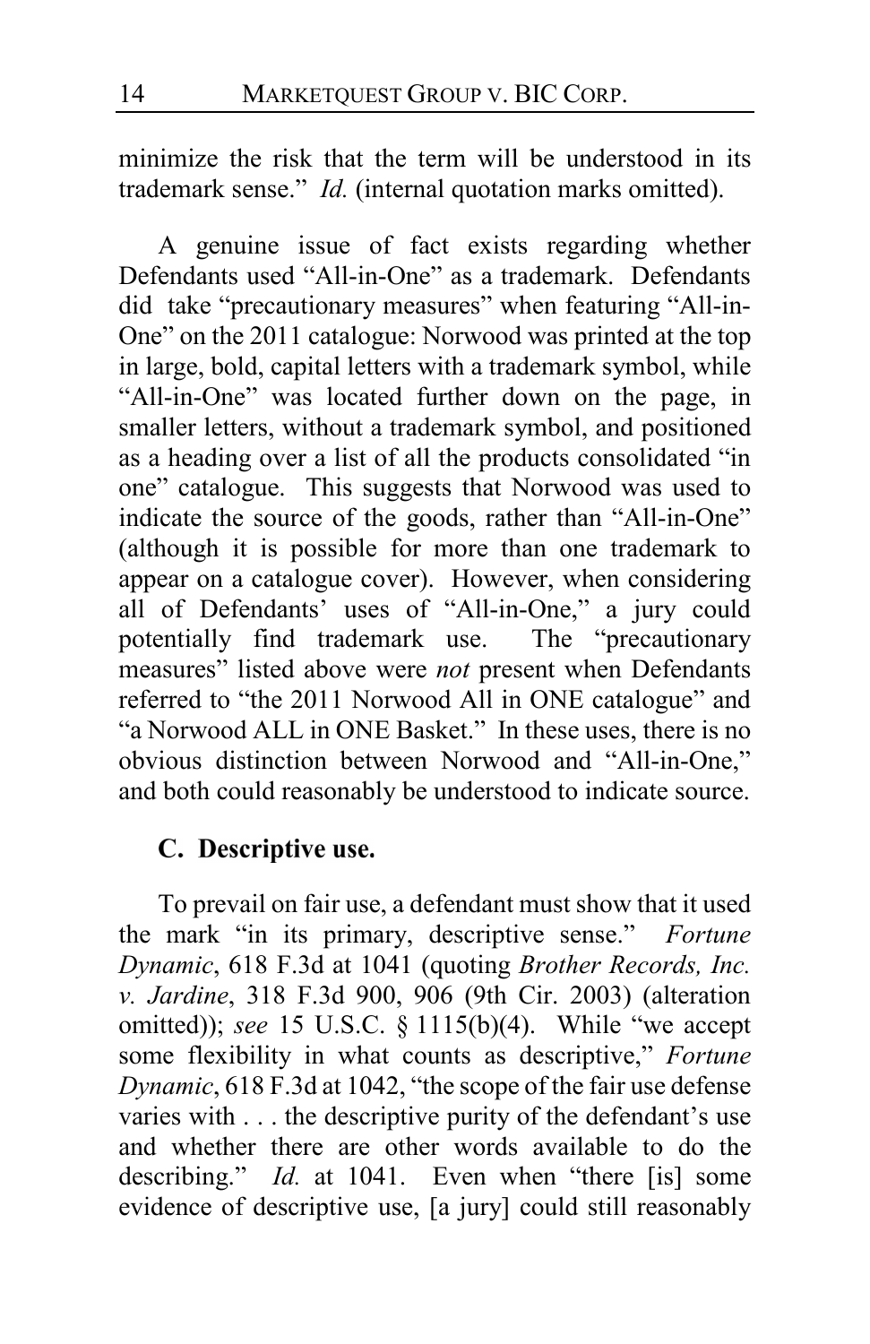minimize the risk that the term will be understood in its trademark sense." *Id.* (internal quotation marks omitted).

A genuine issue of fact exists regarding whether Defendants used "All-in-One" as a trademark. Defendants did take "precautionary measures" when featuring "All-in-One" on the 2011 catalogue: Norwood was printed at the top in large, bold, capital letters with a trademark symbol, while "All-in-One" was located further down on the page, in smaller letters, without a trademark symbol, and positioned as a heading over a list of all the products consolidated "in one" catalogue. This suggests that Norwood was used to indicate the source of the goods, rather than "All-in-One" (although it is possible for more than one trademark to appear on a catalogue cover). However, when considering all of Defendants' uses of "All-in-One," a jury could potentially find trademark use. The "precautionary measures" listed above were *not* present when Defendants referred to "the 2011 Norwood All in ONE catalogue" and "a Norwood ALL in ONE Basket." In these uses, there is no obvious distinction between Norwood and "All-in-One," and both could reasonably be understood to indicate source.

### C. Descriptive use.

To prevail on fair use, a defendant must show that it used the mark "in its primary, descriptive sense." *Fortune Dynamic*, 618 F.3d at 1041 (quoting *Brother Records, Inc. v. Jardine*, 318 F.3d 900, 906 (9th Cir. 2003) (alteration omitted)); *see* 15 U.S.C. § 1115(b)(4). While "we accept some flexibility in what counts as descriptive," *Fortune Dynamic*, 618 F.3d at 1042, "the scope of the fair use defense varies with . . . the descriptive purity of the defendant's use and whether there are other words available to do the describing." *Id.* at 1041. Even when "there [is] some evidence of descriptive use, [a jury] could still reasonably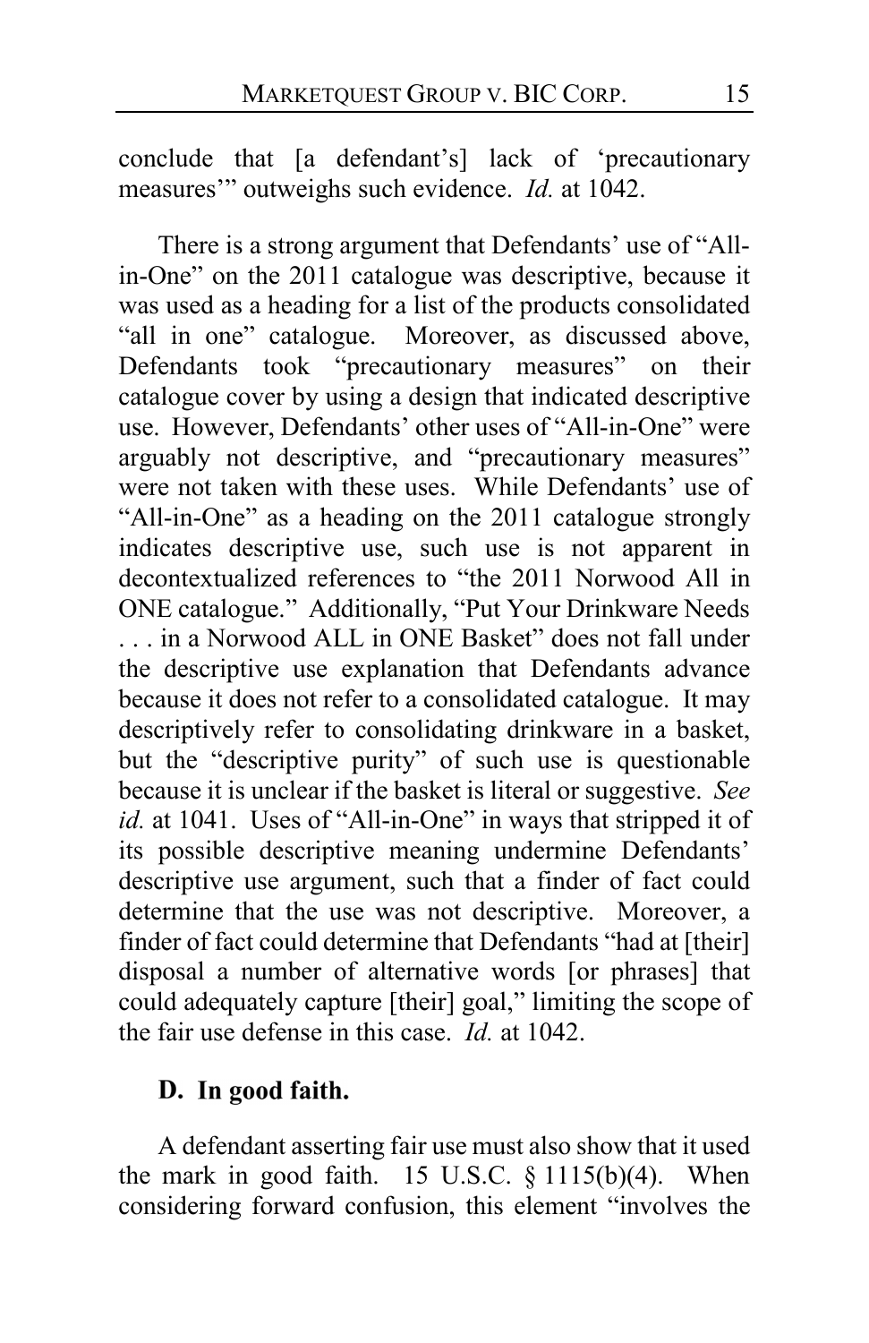conclude that [a defendant's] lack of 'precautionary measures'" outweighs such evidence. *Id.* at 1042.

There is a strong argument that Defendants' use of "All-in-One" on the 2011 catalogue was descriptive, because it was used as a heading for a list of the products consolidated "all in one" catalogue. Moreover, as discussed above, Defendants took "precautionary measures" on their catalogue cover by using a design that indicated descriptive use. However, Defendants' other uses of "All-in-One" were arguably not descriptive, and "precautionary measures" were not taken with these uses. While Defendants' use of "All-in-One" as a heading on the 2011 catalogue strongly indicates descriptive use, such use is not apparent in decontextualized references to "the 2011 Norwood All in ONE catalogue." Additionally, "Put Your Drinkware Needs . . . in a Norwood ALL in ONE Basket" does not fall under the descriptive use explanation that Defendants advance because it does not refer to a consolidated catalogue. It may descriptively refer to consolidating drinkware in a basket, but the "descriptive purity" of such use is questionable because it is unclear if the basket is literal or suggestive. *See id.* at 1041. Uses of "All-in-One" in ways that stripped it of its possible descriptive meaning undermine Defendants' descriptive use argument, such that a finder of fact could determine that the use was not descriptive. Moreover, a finder of fact could determine that Defendants "had at [their] disposal a number of alternative words [or phrases] that could adequately capture [their] goal," limiting the scope of the fair use defense in this case. *Id.* at 1042.

### D. In good faith.

A defendant asserting fair use must also show that it used the mark in good faith. 15 U.S.C. § 1115(b)(4). When considering forward confusion, this element "involves the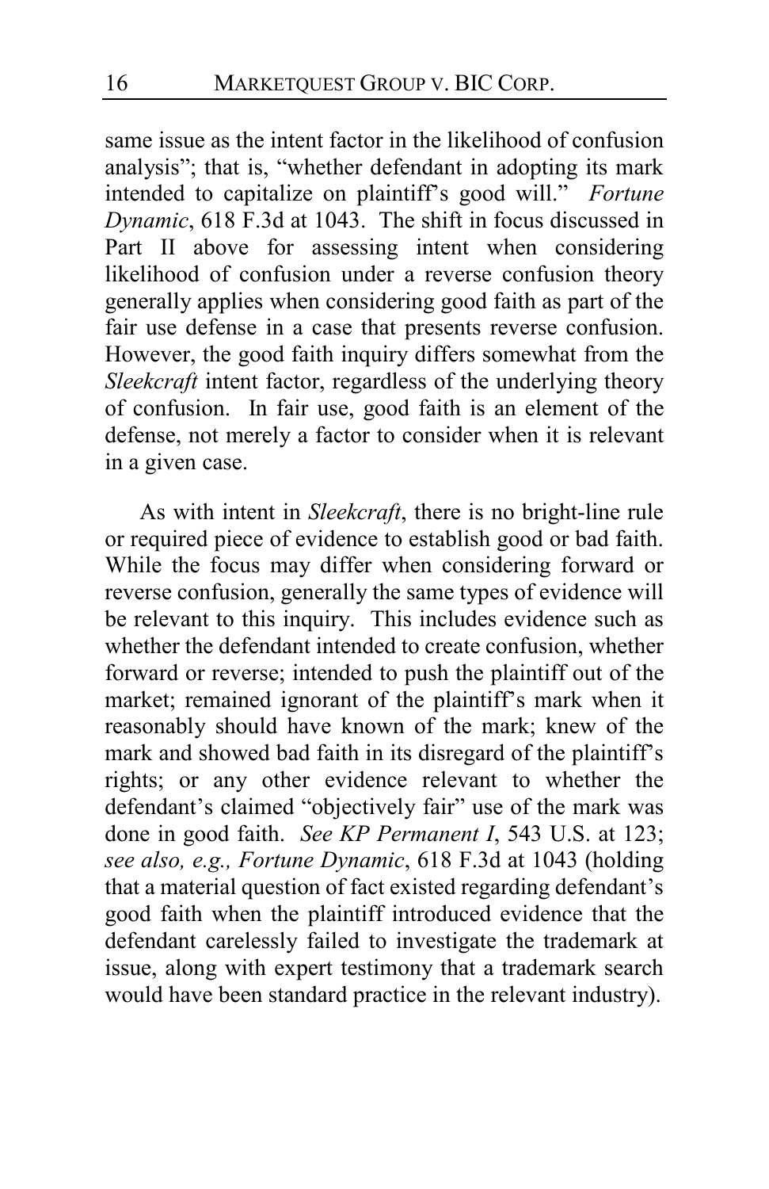same issue as the intent factor in the likelihood of confusion analysis"; that is, "whether defendant in adopting its mark intended to capitalize on plaintiff's good will." *Fortune Dynamic*, 618 F.3d at 1043. The shift in focus discussed in Part II above for assessing intent when considering likelihood of confusion under a reverse confusion theory generally applies when considering good faith as part of the fair use defense in a case that presents reverse confusion. However, the good faith inquiry differs somewhat from the *Sleekcraft* intent factor, regardless of the underlying theory of confusion. In fair use, good faith is an element of the defense, not merely a factor to consider when it is relevant in a given case.

As with intent in *Sleekcraft*, there is no bright-line rule or required piece of evidence to establish good or bad faith. While the focus may differ when considering forward or reverse confusion, generally the same types of evidence will be relevant to this inquiry. This includes evidence such as whether the defendant intended to create confusion, whether forward or reverse; intended to push the plaintiff out of the market; remained ignorant of the plaintiff's mark when it reasonably should have known of the mark; knew of the mark and showed bad faith in its disregard of the plaintiff's rights; or any other evidence relevant to whether the defendant's claimed "objectively fair" use of the mark was done in good faith. *See KP Permanent I*, 543 U.S. at 123; *see also, e.g., Fortune Dynamic*, 618 F.3d at 1043 (holding that a material question of fact existed regarding defendant's good faith when the plaintiff introduced evidence that the defendant carelessly failed to investigate the trademark at issue, along with expert testimony that a trademark search would have been standard practice in the relevant industry).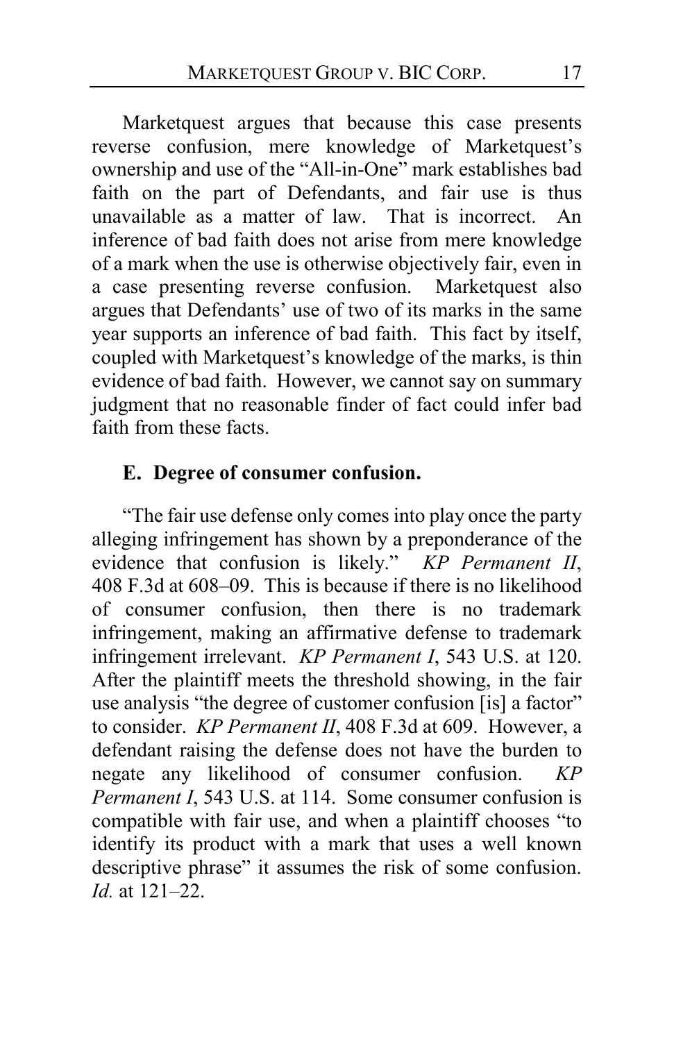Marketquest argues that because this case presents reverse confusion, mere knowledge of Marketquest's ownership and use of the "All-in-One" mark establishes bad faith on the part of Defendants, and fair use is thus unavailable as a matter of law. That is incorrect. An inference of bad faith does not arise from mere knowledge of a mark when the use is otherwise objectively fair, even in a case presenting reverse confusion. Marketquest also argues that Defendants' use of two of its marks in the same year supports an inference of bad faith. This fact by itself, coupled with Marketquest's knowledge of the marks, is thin evidence of bad faith. However, we cannot say on summary judgment that no reasonable finder of fact could infer bad faith from these facts.

### E. Degree of consumer confusion.

"The fair use defense only comes into play once the party alleging infringement has shown by a preponderance of the evidence that confusion is likely." *KP Permanent II*, 408 F.3d at 608–09. This is because if there is no likelihood of consumer confusion, then there is no trademark infringement, making an affirmative defense to trademark infringement irrelevant. *KP Permanent I*, 543 U.S. at 120. After the plaintiff meets the threshold showing, in the fair use analysis "the degree of customer confusion [is] a factor" to consider. *KP Permanent II*, 408 F.3d at 609. However, a defendant raising the defense does not have the burden to negate any likelihood of consumer confusion. *KP Permanent I*, 543 U.S. at 114. Some consumer confusion is compatible with fair use, and when a plaintiff chooses "to identify its product with a mark that uses a well known descriptive phrase" it assumes the risk of some confusion. *Id.* at 121–22.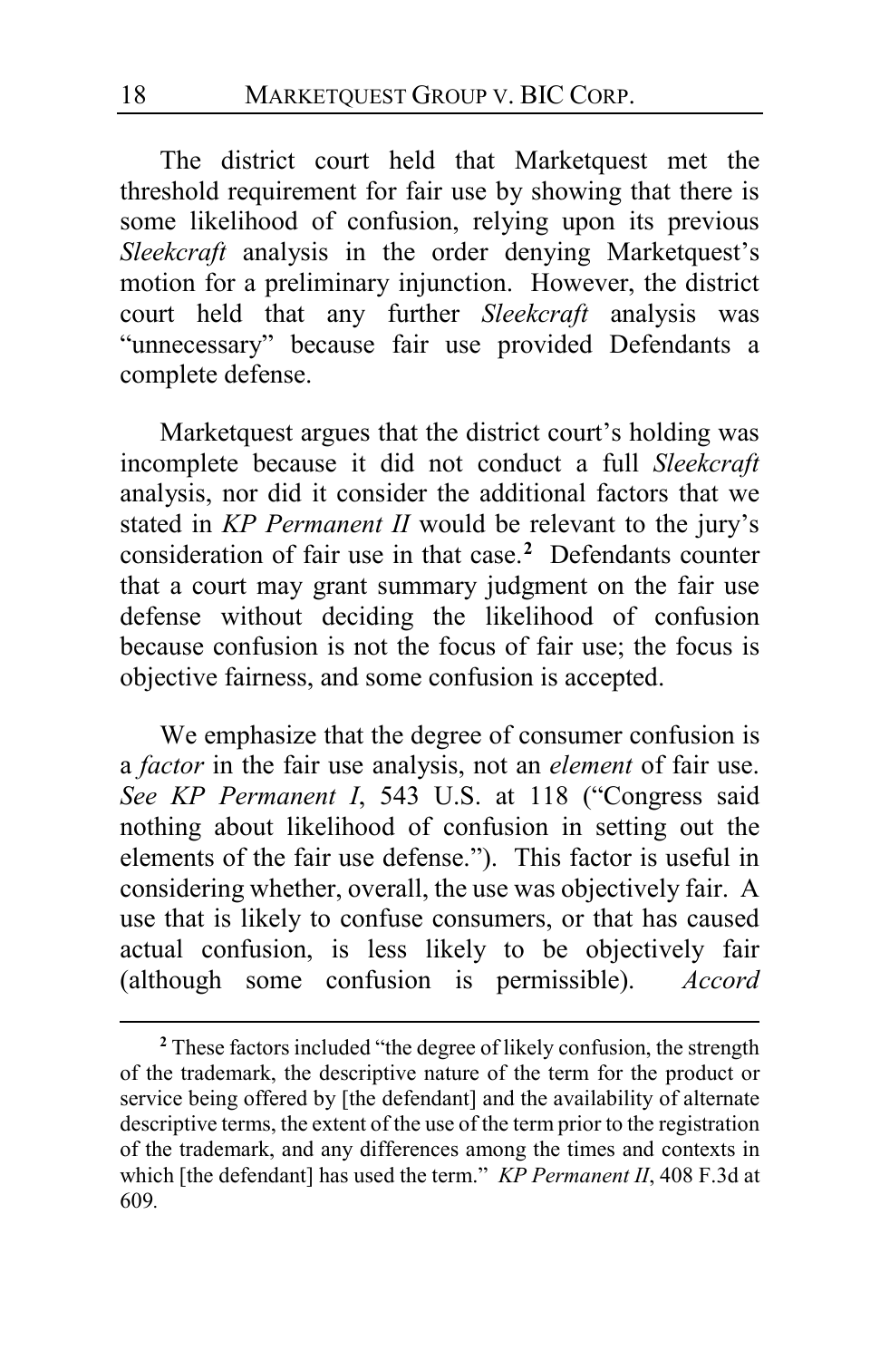The district court held that Marketquest met the threshold requirement for fair use by showing that there is some likelihood of confusion, relying upon its previous *Sleekcraft* analysis in the order denying Marketquest's motion for a preliminary injunction. However, the district court held that any further *Sleekcraft* analysis was "unnecessary" because fair use provided Defendants a complete defense.

Marketquest argues that the district court's holding was incomplete because it did not conduct a full *Sleekcraft* analysis, nor did it consider the additional factors that we stated in *KP Permanent II* would be relevant to the jury's consideration of fair use in that case.[2] Defendants counter that a court may grant summary judgment on the fair use defense without deciding the likelihood of confusion because confusion is not the focus of fair use; the focus is objective fairness, and some confusion is accepted.

We emphasize that the degree of consumer confusion is a *factor* in the fair use analysis, not an *element* of fair use. *See KP Permanent I*, 543 U.S. at 118 ("Congress said nothing about likelihood of confusion in setting out the elements of the fair use defense."). This factor is useful in considering whether, overall, the use was objectively fair. A use that is likely to confuse consumers, or that has caused actual confusion, is less likely to be objectively fair (although some confusion is permissible). *Accord*

[2] These factors included "the degree of likely confusion, the strength of the trademark, the descriptive nature of the term for the product or service being offered by [the defendant] and the availability of alternate descriptive terms, the extent of the use of the term prior to the registration of the trademark, and any differences among the times and contexts in which [the defendant] has used the term." *KP Permanent II*, 408 F.3d at 609.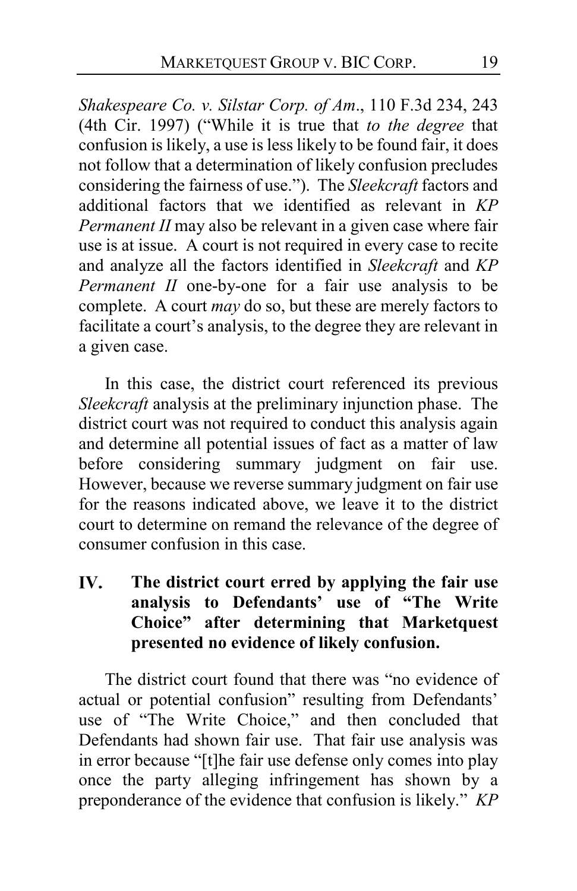*Shakespeare Co. v. Silstar Corp. of Am*., 110 F.3d 234, 243 (4th Cir. 1997) ("While it is true that *to the degree* that confusion is likely, a use is less likely to be found fair, it does not follow that a determination of likely confusion precludes considering the fairness of use."). The *Sleekcraft* factors and additional factors that we identified as relevant in *KP Permanent II* may also be relevant in a given case where fair use is at issue. A court is not required in every case to recite and analyze all the factors identified in *Sleekcraft* and *KP Permanent II* one-by-one for a fair use analysis to be complete. A court *may* do so, but these are merely factors to facilitate a court's analysis, to the degree they are relevant in a given case.

In this case, the district court referenced its previous *Sleekcraft* analysis at the preliminary injunction phase. The district court was not required to conduct this analysis again and determine all potential issues of fact as a matter of law before considering summary judgment on fair use. However, because we reverse summary judgment on fair use for the reasons indicated above, we leave it to the district court to determine on remand the relevance of the degree of consumer confusion in this case.

## IV. The district court erred by applying the fair use analysis to Defendants' use of "The Write Choice" after determining that Marketquest presented no evidence of likely confusion.

The district court found that there was "no evidence of actual or potential confusion" resulting from Defendants' use of "The Write Choice," and then concluded that Defendants had shown fair use. That fair use analysis was in error because "[t]he fair use defense only comes into play once the party alleging infringement has shown by a preponderance of the evidence that confusion is likely." *KP*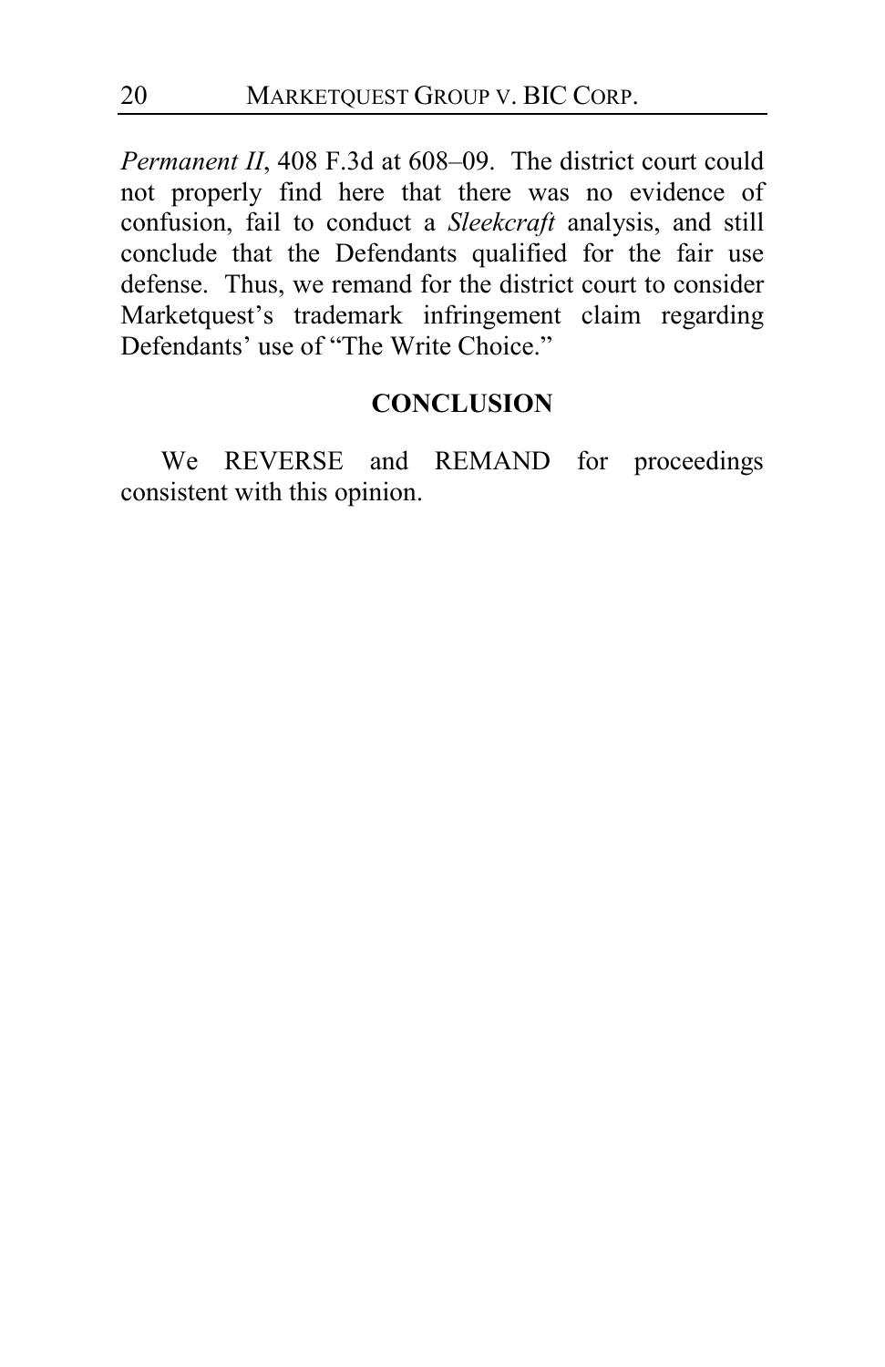*Permanent II*, 408 F.3d at 608–09. The district court could not properly find here that there was no evidence of confusion, fail to conduct a *Sleekcraft* analysis, and still conclude that the Defendants qualified for the fair use defense. Thus, we remand for the district court to consider Marketquest's trademark infringement claim regarding Defendants' use of "The Write Choice."

## CONCLUSION

We REVERSE and REMAND for proceedings consistent with this opinion.